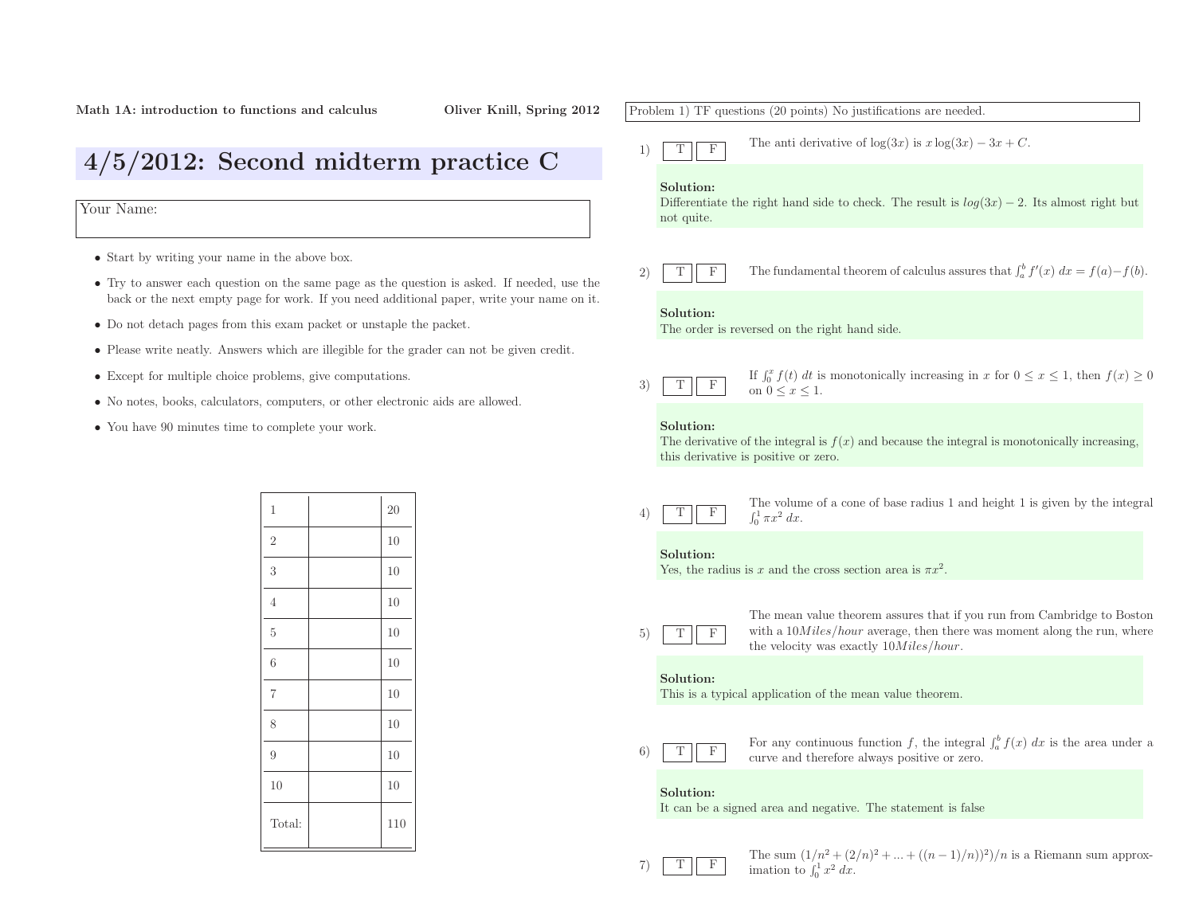**Math 1A: introduction to functions and calculus** **Oliver Knill, Spring 2012**

# 4/5/2012: Second midterm practice C

Your Name:

- Start by writing your name in the above box.
- Try to answer each question on the same page as the question is asked. If needed, use the back or the next empty page for work. If you need additional paper, write your name on it.
- Do not detach pages from this exam packet or unstaple the packet.
- Please write neatly. Answers which are illegible for the grader can not be given credit.
- Except for multiple choice problems, give computations.
- No notes, books, calculators, computers, or other electronic aids are allowed.
- You have 90 minutes time to complete your work.

| | | |
|---|---|---|
| 1 | | 20 |
| 2 | | 10 |
| 3 | | 10 |
| 4 | | 10 |
| 5 | | 10 |
| 6 | | 10 |
| 7 | | 10 |
| 8 | | 10 |
| 9 | | 10 |
| 10 | | 10 |
| Total: | | 110 |

Problem 1) TF questions (20 points) No justifications are needed.

1) T F The anti derivative of $\log(3x)$ is $x\log(3x) - 3x + C$.

**Solution:**
Differentiate the right hand side to check. The result is $log(3x) - 2$. Its almost right but not quite.

2) T F The fundamental theorem of calculus assures that $\int_a^b f'(x)\,dx = f(a) - f(b)$.

**Solution:**
The order is reversed on the right hand side.

3) T F If $\int_0^x f(t)\,dt$ is monotonically increasing in $x$ for $0 \leq x \leq 1$, then $f(x) \geq 0$ on $0 \leq x \leq 1$.

**Solution:**
The derivative of the integral is $f(x)$ and because the integral is monotonically increasing, this derivative is positive or zero.

4) T F The volume of a cone of base radius 1 and height 1 is given by the integral $\int_0^1 \pi x^2\,dx$.

**Solution:**
Yes, the radius is $x$ and the cross section area is $\pi x^2$.

5) T F The mean value theorem assures that if you run from Cambridge to Boston with a $10 Miles/hour$ average, then there was moment along the run, where the velocity was exactly $10 Miles/hour$.

**Solution:**
This is a typical application of the mean value theorem.

6) T F For any continuous function $f$, the integral $\int_a^b f(x)\,dx$ is the area under a curve and therefore always positive or zero.

**Solution:**
It can be a signed area and negative. The statement is false

7) T F The sum $(1/n^2 + (2/n)^2 + ... + ((n-1)/n))^2)/n$ is a Riemann sum approximation to $\int_0^1 x^2\,dx$.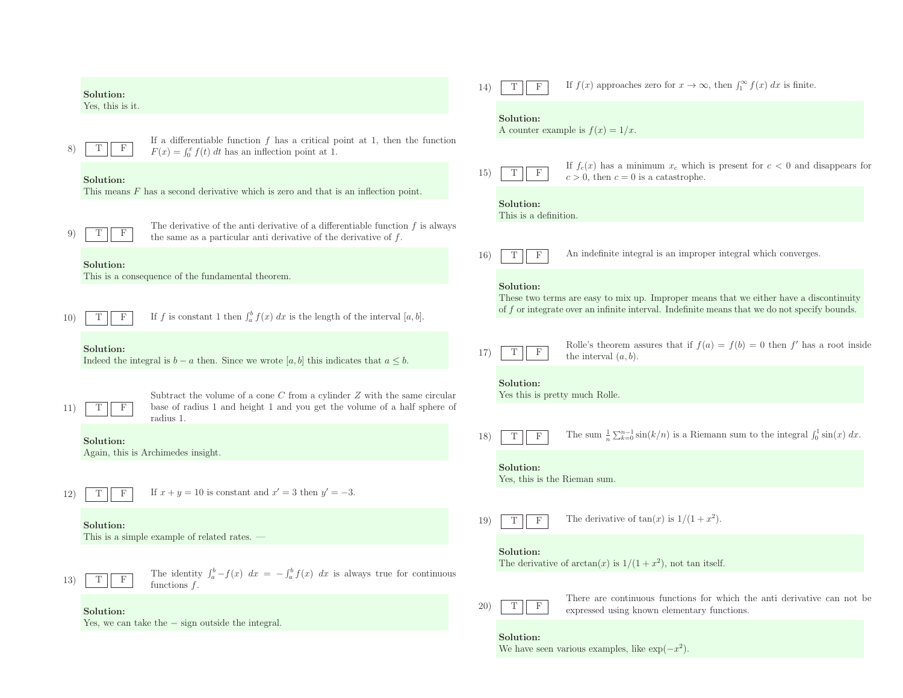**Solution:**
Yes, this is it.

8) T F If a differentiable function $f$ has a critical point at 1, then the function $F(x) = \int_0^x f(t)\,dt$ has an inflection point at 1.

**Solution:**
This means $F$ has a second derivative which is zero and that is an inflection point.

9) T F The derivative of the anti derivative of a differentiable function $f$ is always the same as a particular anti derivative of the derivative of $f$.

**Solution:**
This is a consequence of the fundamental theorem.

10) T F If $f$ is constant 1 then $\int_a^b f(x)\,dx$ is the length of the interval $[a, b]$.

**Solution:**
Indeed the integral is $b - a$ then. Since we wrote $[a, b]$ this indicates that $a \leq b$.

11) T F Subtract the volume of a cone $C$ from a cylinder $Z$ with the same circular base of radius 1 and height 1 and you get the volume of a half sphere of radius 1.

**Solution:**
Again, this is Archimedes insight.

12) T F If $x + y = 10$ is constant and $x' = 3$ then $y' = -3$.

**Solution:**
This is a simple example of related rates. —

13) T F The identity $\int_a^b -f(x)\,dx = -\int_a^b f(x)\,dx$ is always true for continuous functions $f$.

**Solution:**
Yes, we can take the $-$ sign outside the integral.

14) T F If $f(x)$ approaches zero for $x \to \infty$, then $\int_1^\infty f(x)\,dx$ is finite.

**Solution:**
A counter example is $f(x) = 1/x$.

15) T F If $f_c(x)$ has a minimum $x_c$ which is present for $c < 0$ and disappears for $c > 0$, then $c = 0$ is a catastrophe.

**Solution:**
This is a definition.

16) T F An indefinite integral is an improper integral which converges.

**Solution:**
These two terms are easy to mix up. Improper means that we either have a discontinuity of $f$ or integrate over an infinite interval. Indefinite means that we do not specify bounds.

17) T F Rolle's theorem assures that if $f(a) = f(b) = 0$ then $f'$ has a root inside the interval $(a, b)$.

**Solution:**
Yes this is pretty much Rolle.

18) T F The sum $\frac{1}{n}\sum_{k=0}^{n-1}\sin(k/n)$ is a Riemann sum to the integral $\int_0^1 \sin(x)\,dx$.

**Solution:**
Yes, this is the Rieman sum.

19) T F The derivative of $\tan(x)$ is $1/(1 + x^2)$.

**Solution:**
The derivative of $\arctan(x)$ is $1/(1 + x^2)$, not tan itself.

20) T F There are continuous functions for which the anti derivative can not be expressed using known elementary functions.

**Solution:**
We have seen various examples, like $\exp(-x^2)$.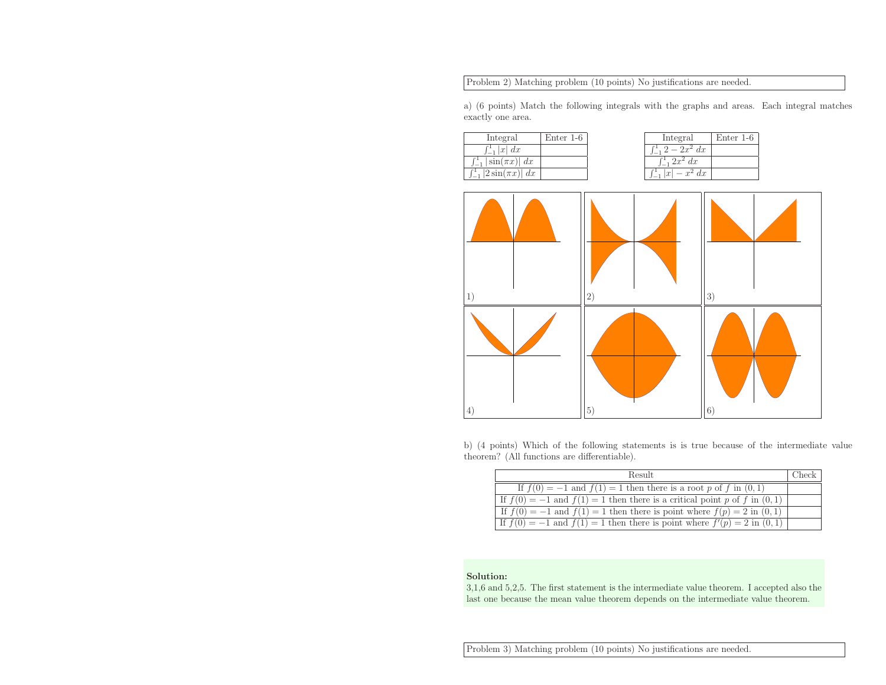Problem 2) Matching problem (10 points) No justifications are needed.

a) (6 points) Match the following integrals with the graphs and areas. Each integral matches exactly one area.

| Integral | Enter 1-6 |
|---|---|
| $\int_{-1}^{1} \lvert x\rvert \, dx$ | |
| $\int_{-1}^{1} \lvert\sin(\pi x)\rvert \, dx$ | |
| $\int_{-1}^{1} \lvert 2\sin(\pi x)\rvert \, dx$ | |

| Integral | Enter 1-6 |
|---|---|
| $\int_{-1}^{1} 2 - 2x^2 \, dx$ | |
| $\int_{-1}^{1} 2x^2 \, dx$ | |
| $\int_{-1}^{1} \lvert x\rvert - x^2 \, dx$ | |

1) 2) 3)

4) 5) 6)

b) (4 points) Which of the following statements is is true because of the intermediate value theorem? (All functions are differentiable).

| Result | Check |
|---|---|
| If $f(0) = -1$ and $f(1) = 1$ then there is a root $p$ of $f$ in $(0, 1)$ | |
| If $f(0) = -1$ and $f(1) = 1$ then there is a critical point $p$ of $f$ in $(0, 1)$ | |
| If $f(0) = -1$ and $f(1) = 1$ then there is point where $f(p) = 2$ in $(0, 1)$ | |
| If $f(0) = -1$ and $f(1) = 1$ then there is point where $f'(p) = 2$ in $(0, 1)$ | |

**Solution:**
3,1,6 and 5,2,5. The first statement is the intermediate value theorem. I accepted also the last one because the mean value theorem depends on the intermediate value theorem.

Problem 3) Matching problem (10 points) No justifications are needed.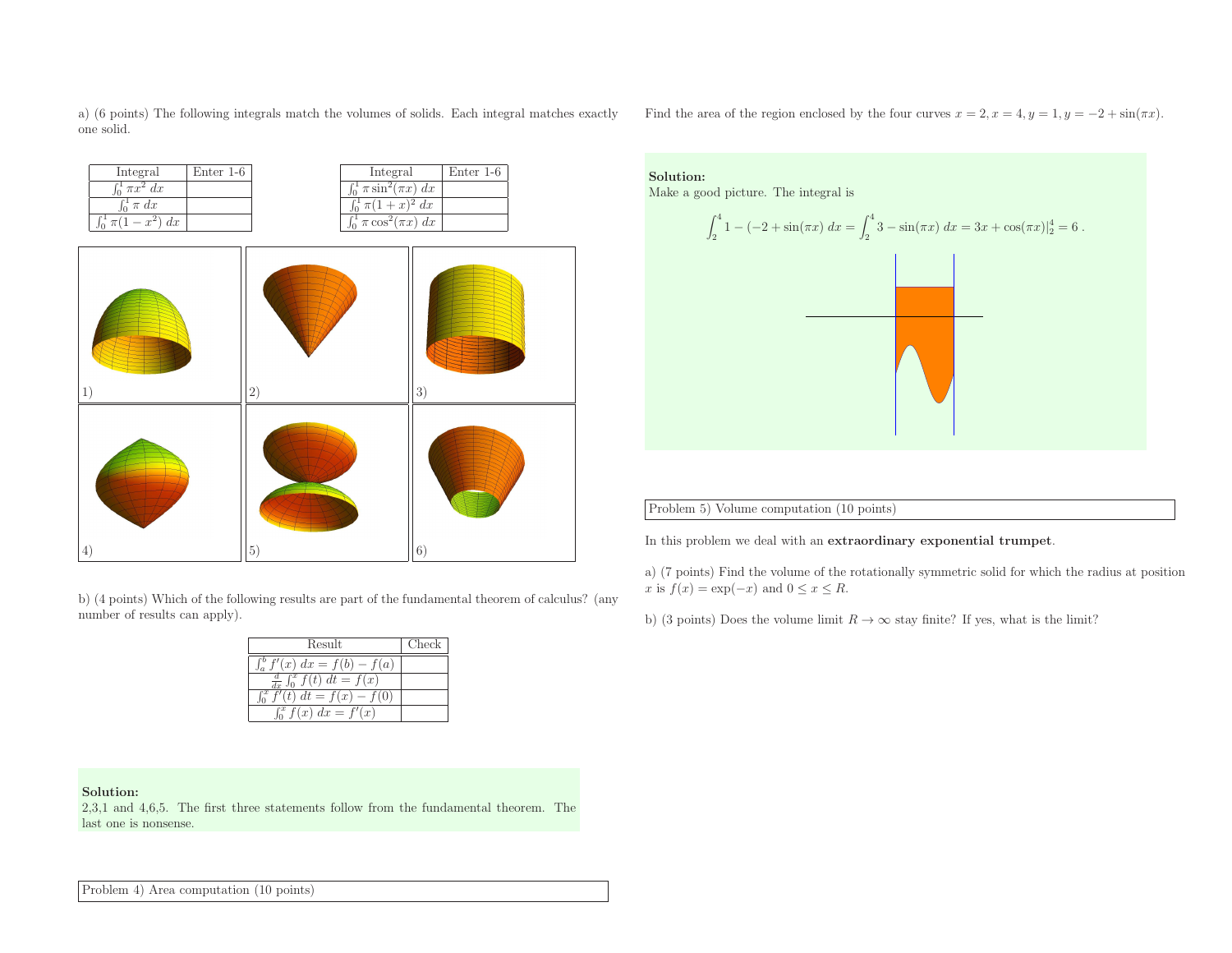a) (6 points) The following integrals match the volumes of solids. Each integral matches exactly one solid.

| Integral | Enter 1-6 |
|---|---|
| $\int_0^1 \pi x^2 \, dx$ | |
| $\int_0^1 \pi \, dx$ | |
| $\int_0^1 \pi(1-x^2) \, dx$ | |

| Integral | Enter 1-6 |
|---|---|
| $\int_0^1 \pi \sin^2(\pi x) \, dx$ | |
| $\int_0^1 \pi(1+x)^2 \, dx$ | |
| $\int_0^1 \pi \cos^2(\pi x) \, dx$ | |

1) 2) 3) 4) 5) 6)

b) (4 points) Which of the following results are part of the fundamental theorem of calculus? (any number of results can apply).

| Result | Check |
|---|---|
| $\int_a^b f'(x) \, dx = f(b) - f(a)$ | |
| $\frac{d}{dx} \int_0^x f(t) \, dt = f(x)$ | |
| $\int_0^x f'(t) \, dt = f(x) - f(0)$ | |
| $\int_0^x f(x) \, dx = f'(x)$ | |

**Solution:**
2,3,1 and 4,6,5. The first three statements follow from the fundamental theorem. The last one is nonsense.

Problem 4) Area computation (10 points)

Find the area of the region enclosed by the four curves $x = 2, x = 4, y = 1, y = -2 + \sin(\pi x)$.

**Solution:**
Make a good picture. The integral is

$$\int_2^4 1 - (-2 + \sin(\pi x)) \, dx = \int_2^4 3 - \sin(\pi x) \, dx = 3x + \cos(\pi x)|_2^4 = 6 \, .$$

Problem 5) Volume computation (10 points)

In this problem we deal with an **extraordinary exponential trumpet**.

a) (7 points) Find the volume of the rotationally symmetric solid for which the radius at position $x$ is $f(x) = \exp(-x)$ and $0 \leq x \leq R$.

b) (3 points) Does the volume limit $R \to \infty$ stay finite? If yes, what is the limit?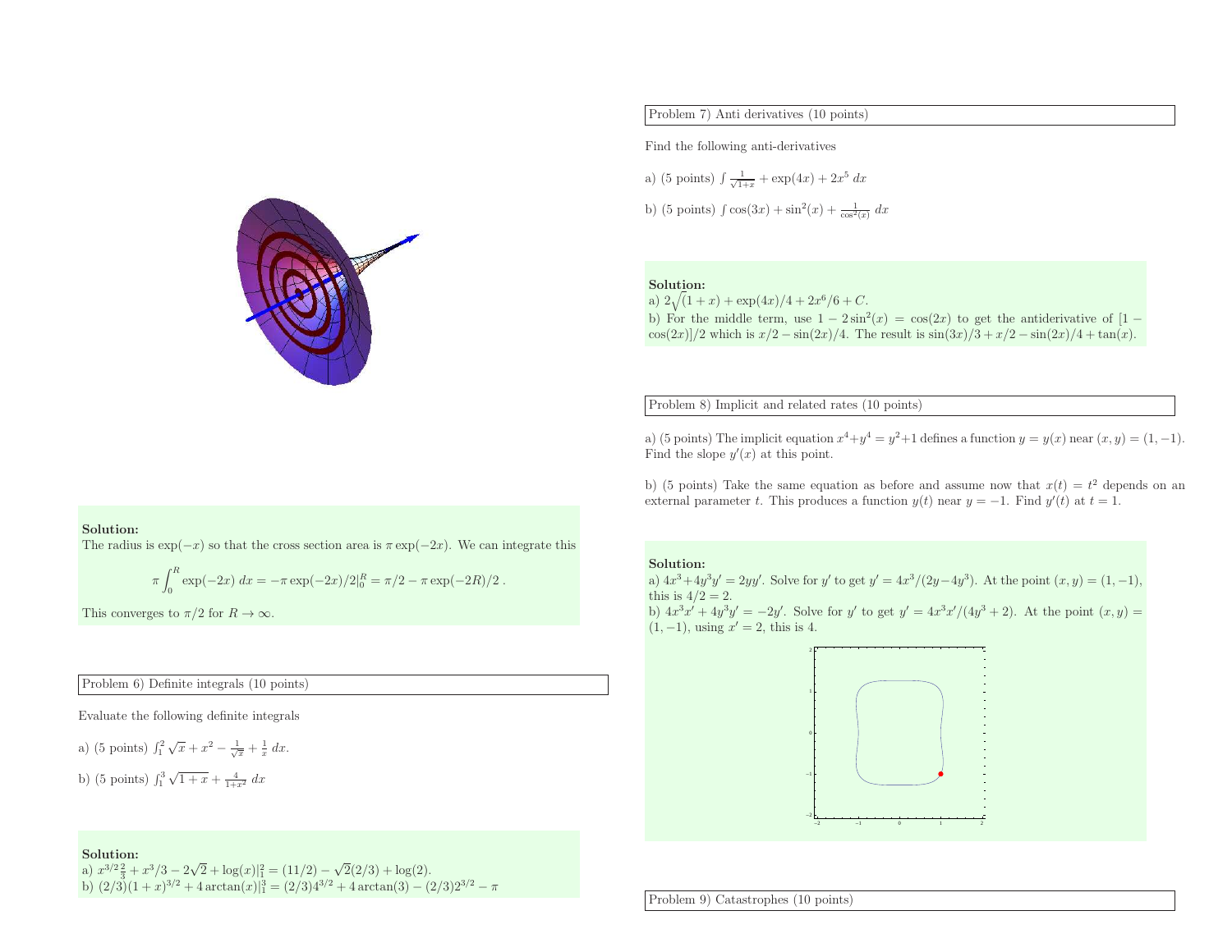**Solution:**
The radius is $\exp(-x)$ so that the cross section area is $\pi \exp(-2x)$. We can integrate this

$$\pi \int_0^R \exp(-2x)\, dx = -\pi \exp(-2x)/2|_0^R = \pi/2 - \pi \exp(-2R)/2 \; .$$

This converges to $\pi/2$ for $R \to \infty$.

Problem 6) Definite integrals (10 points)

Evaluate the following definite integrals

a) (5 points) $\int_1^2 \sqrt{x} + x^2 - \frac{1}{\sqrt{x}} + \frac{1}{x}\, dx$.

b) (5 points) $\int_1^3 \sqrt{1+x} + \frac{4}{1+x^2}\, dx$

**Solution:**
a) $x^{3/2}\frac{2}{3} + x^3/3 - 2\sqrt{2} + \log(x)|_1^2 = (11/2) - \sqrt{2}(2/3) + \log(2)$.
b) $(2/3)(1+x)^{3/2} + 4\arctan(x)|_1^3 = (2/3)4^{3/2} + 4\arctan(3) - (2/3)2^{3/2} - \pi$

Problem 7) Anti derivatives (10 points)

Find the following anti-derivatives

a) (5 points) $\int \frac{1}{\sqrt{1+x}} + \exp(4x) + 2x^5\, dx$

b) (5 points) $\int \cos(3x) + \sin^2(x) + \frac{1}{\cos^2(x)}\, dx$

**Solution:**
a) $2\sqrt{(1+x)} + \exp(4x)/4 + 2x^6/6 + C$.
b) For the middle term, use $1 - 2\sin^2(x) = \cos(2x)$ to get the antiderivative of $[1 - \cos(2x)]/2$ which is $x/2 - \sin(2x)/4$. The result is $\sin(3x)/3 + x/2 - \sin(2x)/4 + \tan(x)$.

Problem 8) Implicit and related rates (10 points)

a) (5 points) The implicit equation $x^4 + y^4 = y^2 + 1$ defines a function $y = y(x)$ near $(x,y) = (1,-1)$. Find the slope $y'(x)$ at this point.

b) (5 points) Take the same equation as before and assume now that $x(t) = t^2$ depends on an external parameter $t$. This produces a function $y(t)$ near $y = -1$. Find $y'(t)$ at $t = 1$.

**Solution:**
a) $4x^3 + 4y^3y' = 2yy'$. Solve for $y'$ to get $y' = 4x^3/(2y - 4y^3)$. At the point $(x,y) = (1,-1)$, this is $4/2 = 2$.
b) $4x^3x' + 4y^3y' = -2y'$. Solve for $y'$ to get $y' = 4x^3x'/(4y^3 + 2)$. At the point $(x,y) = (1,-1)$, using $x' = 2$, this is 4.

Problem 9) Catastrophes (10 points)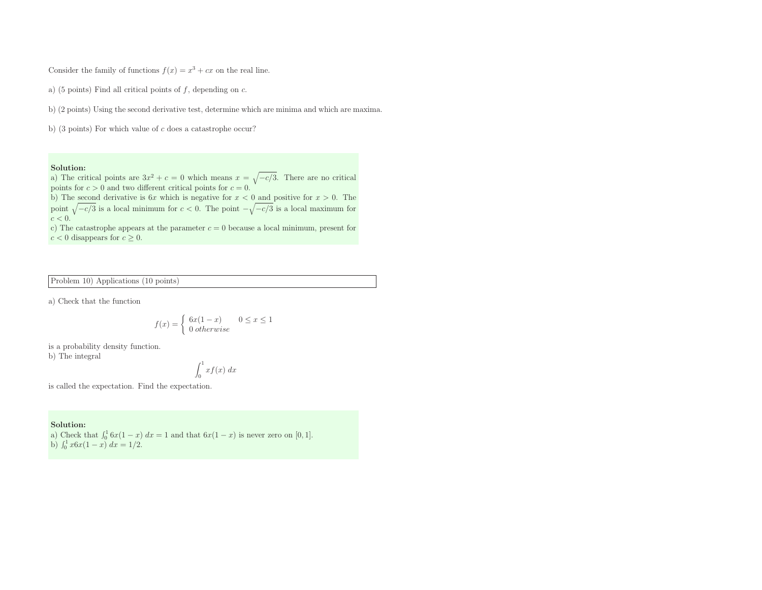Consider the family of functions $f(x) = x^3 + cx$ on the real line.

a) (5 points) Find all critical points of $f$, depending on $c$.

b) (2 points) Using the second derivative test, determine which are minima and which are maxima.

b) (3 points) For which value of $c$ does a catastrophe occur?

**Solution:**
a) The critical points are $3x^2 + c = 0$ which means $x = \sqrt{-c/3}$. There are no critical points for $c > 0$ and two different critical points for $c = 0$.
b) The second derivative is $6x$ which is negative for $x < 0$ and positive for $x > 0$. The point $\sqrt{-c/3}$ is a local minimum for $c < 0$. The point $-\sqrt{-c/3}$ is a local maximum for $c < 0$.
c) The catastrophe appears at the parameter $c = 0$ because a local minimum, present for $c < 0$ disappears for $c \geq 0$.

## Problem 10) Applications (10 points)

a) Check that the function

$$f(x) = \begin{cases} 6x(1-x) & 0 \leq x \leq 1 \\ 0 \; otherwise & \end{cases}$$

is a probability density function.
b) The integral

$$\int_0^1 x f(x) \, dx$$

is called the expectation. Find the expectation.

**Solution:**
a) Check that $\int_0^1 6x(1-x) \, dx = 1$ and that $6x(1-x)$ is never zero on $[0,1]$.
b) $\int_0^1 x6x(1-x) \, dx = 1/2$.